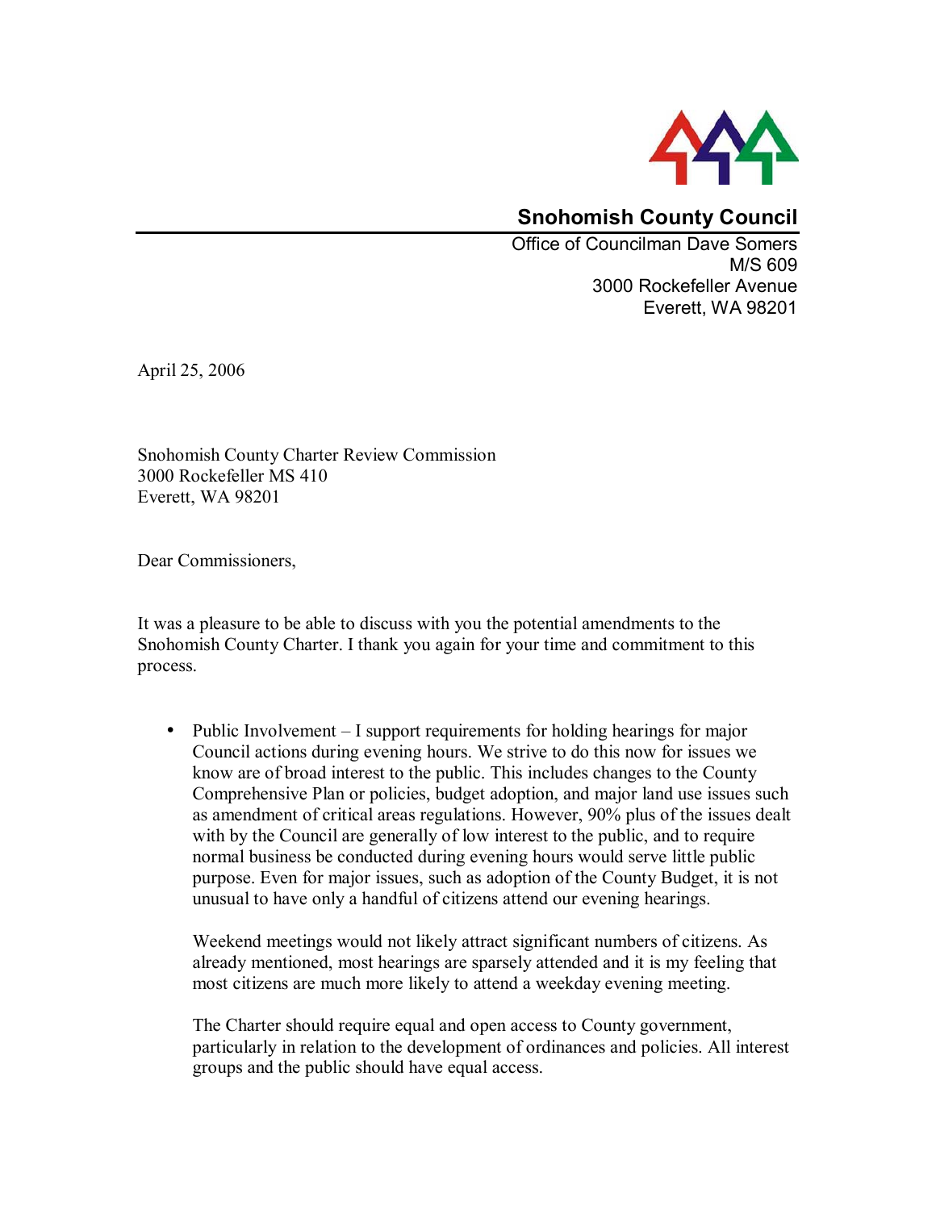**Snohomish County Council**

Office of Councilman Dave Somers
M/S 609
3000 Rockefeller Avenue
Everett, WA 98201

April 25, 2006

Snohomish County Charter Review Commission
3000 Rockefeller MS 410
Everett, WA 98201

Dear Commissioners,

It was a pleasure to be able to discuss with you the potential amendments to the Snohomish County Charter. I thank you again for your time and commitment to this process.

- Public Involvement – I support requirements for holding hearings for major Council actions during evening hours. We strive to do this now for issues we know are of broad interest to the public. This includes changes to the County Comprehensive Plan or policies, budget adoption, and major land use issues such as amendment of critical areas regulations. However, 90% plus of the issues dealt with by the Council are generally of low interest to the public, and to require normal business be conducted during evening hours would serve little public purpose. Even for major issues, such as adoption of the County Budget, it is not unusual to have only a handful of citizens attend our evening hearings.

  Weekend meetings would not likely attract significant numbers of citizens. As already mentioned, most hearings are sparsely attended and it is my feeling that most citizens are much more likely to attend a weekday evening meeting.

  The Charter should require equal and open access to County government, particularly in relation to the development of ordinances and policies. All interest groups and the public should have equal access.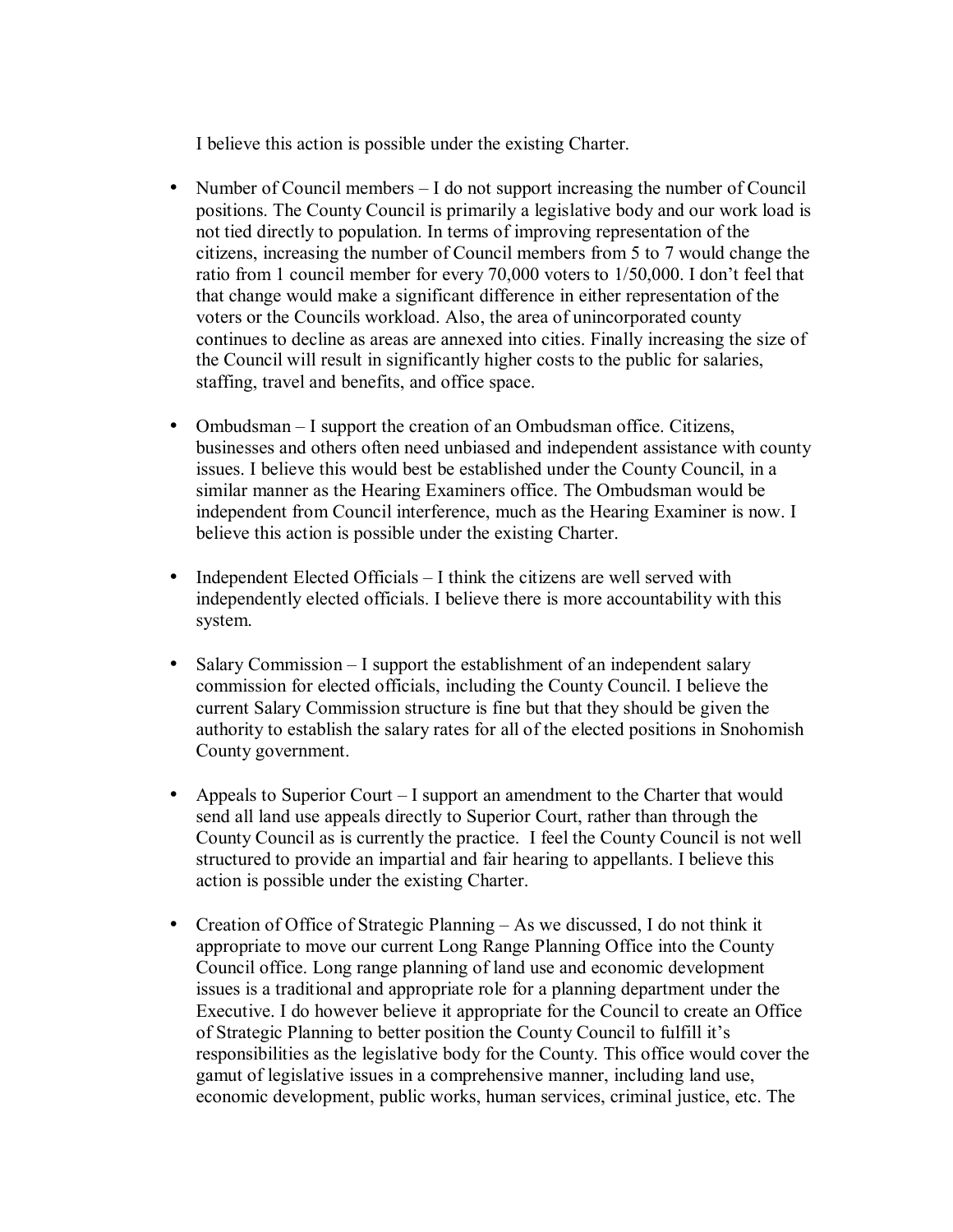I believe this action is possible under the existing Charter.

- Number of Council members – I do not support increasing the number of Council positions. The County Council is primarily a legislative body and our work load is not tied directly to population. In terms of improving representation of the citizens, increasing the number of Council members from 5 to 7 would change the ratio from 1 council member for every 70,000 voters to 1/50,000. I don't feel that that change would make a significant difference in either representation of the voters or the Councils workload. Also, the area of unincorporated county continues to decline as areas are annexed into cities. Finally increasing the size of the Council will result in significantly higher costs to the public for salaries, staffing, travel and benefits, and office space.

- Ombudsman – I support the creation of an Ombudsman office. Citizens, businesses and others often need unbiased and independent assistance with county issues. I believe this would best be established under the County Council, in a similar manner as the Hearing Examiners office. The Ombudsman would be independent from Council interference, much as the Hearing Examiner is now. I believe this action is possible under the existing Charter.

- Independent Elected Officials – I think the citizens are well served with independently elected officials. I believe there is more accountability with this system.

- Salary Commission – I support the establishment of an independent salary commission for elected officials, including the County Council. I believe the current Salary Commission structure is fine but that they should be given the authority to establish the salary rates for all of the elected positions in Snohomish County government.

- Appeals to Superior Court – I support an amendment to the Charter that would send all land use appeals directly to Superior Court, rather than through the County Council as is currently the practice. I feel the County Council is not well structured to provide an impartial and fair hearing to appellants. I believe this action is possible under the existing Charter.

- Creation of Office of Strategic Planning – As we discussed, I do not think it appropriate to move our current Long Range Planning Office into the County Council office. Long range planning of land use and economic development issues is a traditional and appropriate role for a planning department under the Executive. I do however believe it appropriate for the Council to create an Office of Strategic Planning to better position the County Council to fulfill it's responsibilities as the legislative body for the County. This office would cover the gamut of legislative issues in a comprehensive manner, including land use, economic development, public works, human services, criminal justice, etc. The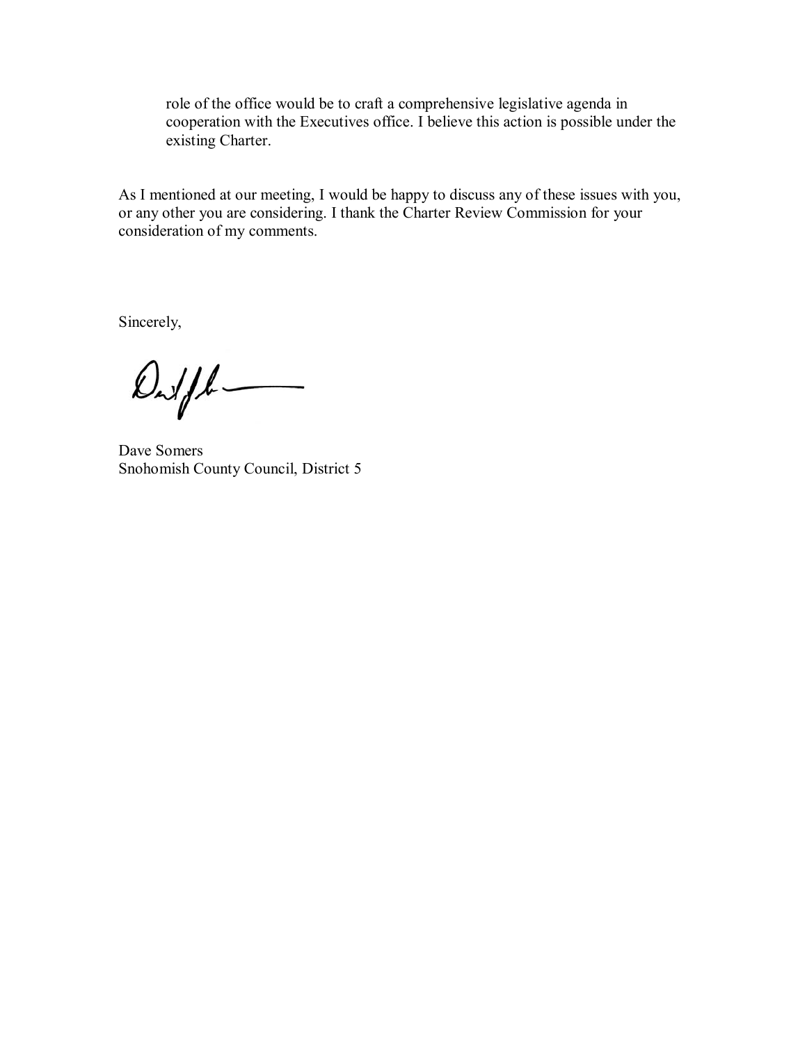role of the office would be to craft a comprehensive legislative agenda in cooperation with the Executives office. I believe this action is possible under the existing Charter.

As I mentioned at our meeting, I would be happy to discuss any of these issues with you, or any other you are considering. I thank the Charter Review Commission for your consideration of my comments.

Sincerely,

Dave Somers
Snohomish County Council, District 5